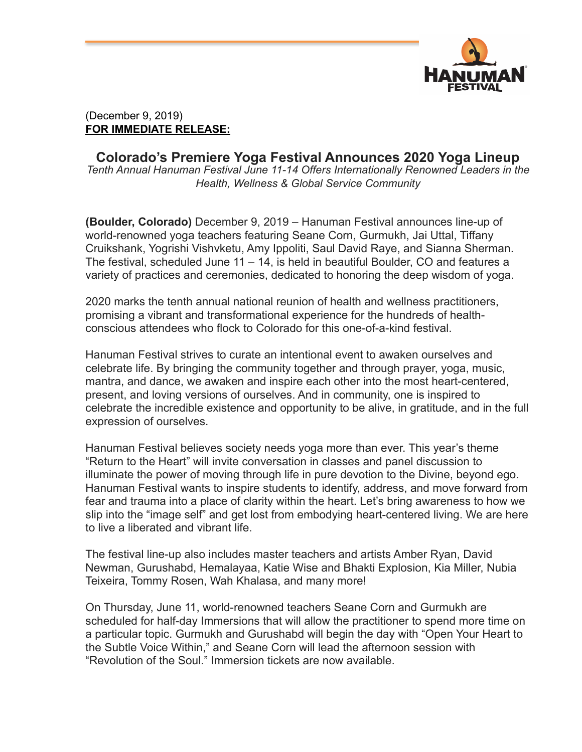(December 9, 2019)
**FOR IMMEDIATE RELEASE:**

# Colorado's Premiere Yoga Festival Announces 2020 Yoga Lineup

*Tenth Annual Hanuman Festival June 11-14 Offers Internationally Renowned Leaders in the Health, Wellness & Global Service Community*

**(Boulder, Colorado)** December 9, 2019 – Hanuman Festival announces line-up of world-renowned yoga teachers featuring Seane Corn, Gurmukh, Jai Uttal, Tiffany Cruikshank, Yogrishi Vishvketu, Amy Ippoliti, Saul David Raye, and Sianna Sherman. The festival, scheduled June 11 – 14, is held in beautiful Boulder, CO and features a variety of practices and ceremonies, dedicated to honoring the deep wisdom of yoga.

2020 marks the tenth annual national reunion of health and wellness practitioners, promising a vibrant and transformational experience for the hundreds of health-conscious attendees who flock to Colorado for this one-of-a-kind festival.

Hanuman Festival strives to curate an intentional event to awaken ourselves and celebrate life. By bringing the community together and through prayer, yoga, music, mantra, and dance, we awaken and inspire each other into the most heart-centered, present, and loving versions of ourselves. And in community, one is inspired to celebrate the incredible existence and opportunity to be alive, in gratitude, and in the full expression of ourselves.

Hanuman Festival believes society needs yoga more than ever. This year's theme "Return to the Heart" will invite conversation in classes and panel discussion to illuminate the power of moving through life in pure devotion to the Divine, beyond ego. Hanuman Festival wants to inspire students to identify, address, and move forward from fear and trauma into a place of clarity within the heart. Let's bring awareness to how we slip into the "image self" and get lost from embodying heart-centered living. We are here to live a liberated and vibrant life.

The festival line-up also includes master teachers and artists Amber Ryan, David Newman, Gurushabd, Hemalayaa, Katie Wise and Bhakti Explosion, Kia Miller, Nubia Teixeira, Tommy Rosen, Wah Khalasa, and many more!

On Thursday, June 11, world-renowned teachers Seane Corn and Gurmukh are scheduled for half-day Immersions that will allow the practitioner to spend more time on a particular topic. Gurmukh and Gurushabd will begin the day with "Open Your Heart to the Subtle Voice Within," and Seane Corn will lead the afternoon session with "Revolution of the Soul." Immersion tickets are now available.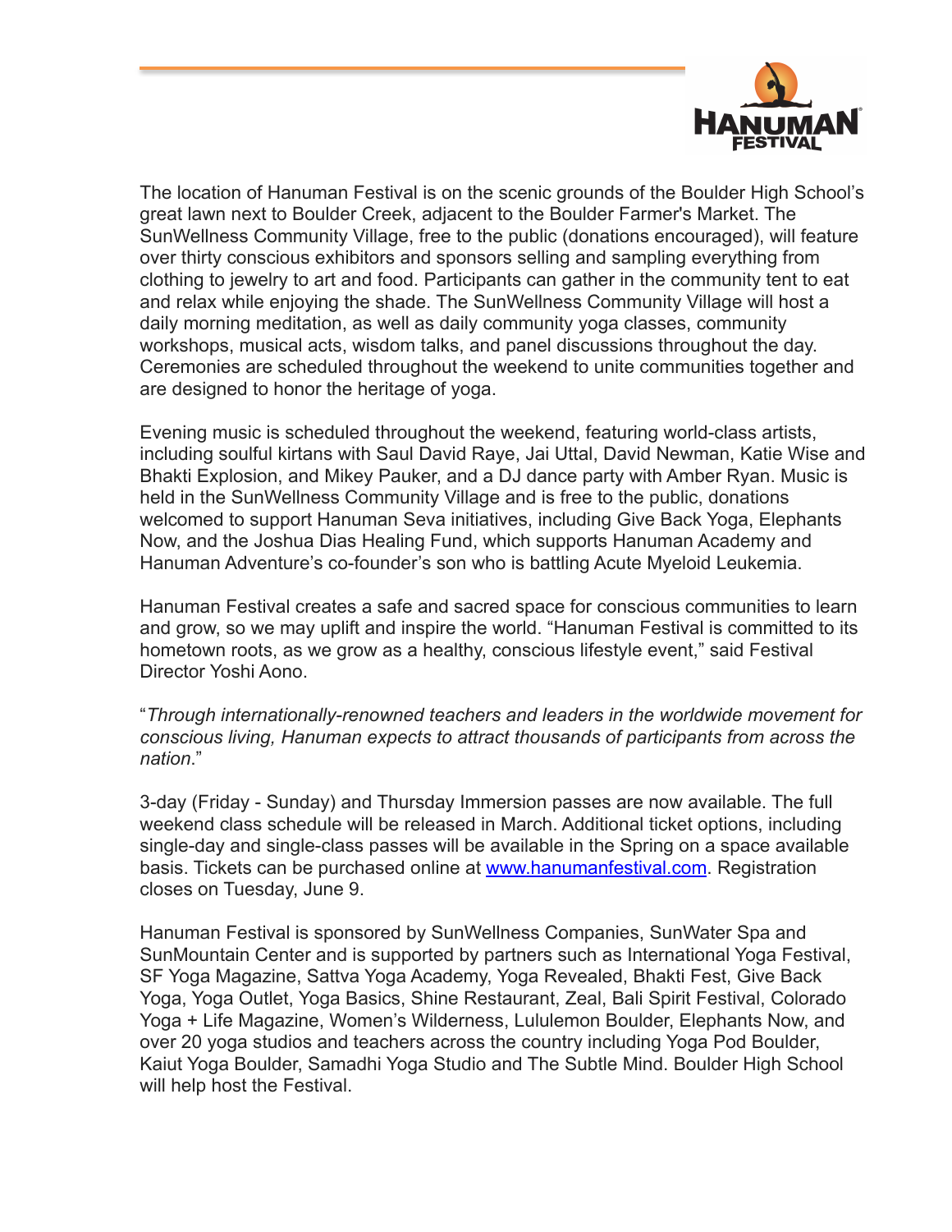The location of Hanuman Festival is on the scenic grounds of the Boulder High School's great lawn next to Boulder Creek, adjacent to the Boulder Farmer's Market. The SunWellness Community Village, free to the public (donations encouraged), will feature over thirty conscious exhibitors and sponsors selling and sampling everything from clothing to jewelry to art and food. Participants can gather in the community tent to eat and relax while enjoying the shade. The SunWellness Community Village will host a daily morning meditation, as well as daily community yoga classes, community workshops, musical acts, wisdom talks, and panel discussions throughout the day. Ceremonies are scheduled throughout the weekend to unite communities together and are designed to honor the heritage of yoga.

Evening music is scheduled throughout the weekend, featuring world-class artists, including soulful kirtans with Saul David Raye, Jai Uttal, David Newman, Katie Wise and Bhakti Explosion, and Mikey Pauker, and a DJ dance party with Amber Ryan. Music is held in the SunWellness Community Village and is free to the public, donations welcomed to support Hanuman Seva initiatives, including Give Back Yoga, Elephants Now, and the Joshua Dias Healing Fund, which supports Hanuman Academy and Hanuman Adventure's co-founder's son who is battling Acute Myeloid Leukemia.

Hanuman Festival creates a safe and sacred space for conscious communities to learn and grow, so we may uplift and inspire the world. "Hanuman Festival is committed to its hometown roots, as we grow as a healthy, conscious lifestyle event," said Festival Director Yoshi Aono.

"*Through internationally-renowned teachers and leaders in the worldwide movement for conscious living, Hanuman expects to attract thousands of participants from across the nation*."

3-day (Friday - Sunday) and Thursday Immersion passes are now available. The full weekend class schedule will be released in March. Additional ticket options, including single-day and single-class passes will be available in the Spring on a space available basis. Tickets can be purchased online at [www.hanumanfestival.com](http://www.hanumanfestival.com). Registration closes on Tuesday, June 9.

Hanuman Festival is sponsored by SunWellness Companies, SunWater Spa and SunMountain Center and is supported by partners such as International Yoga Festival, SF Yoga Magazine, Sattva Yoga Academy, Yoga Revealed, Bhakti Fest, Give Back Yoga, Yoga Outlet, Yoga Basics, Shine Restaurant, Zeal, Bali Spirit Festival, Colorado Yoga + Life Magazine, Women's Wilderness, Lululemon Boulder, Elephants Now, and over 20 yoga studios and teachers across the country including Yoga Pod Boulder, Kaiut Yoga Boulder, Samadhi Yoga Studio and The Subtle Mind. Boulder High School will help host the Festival.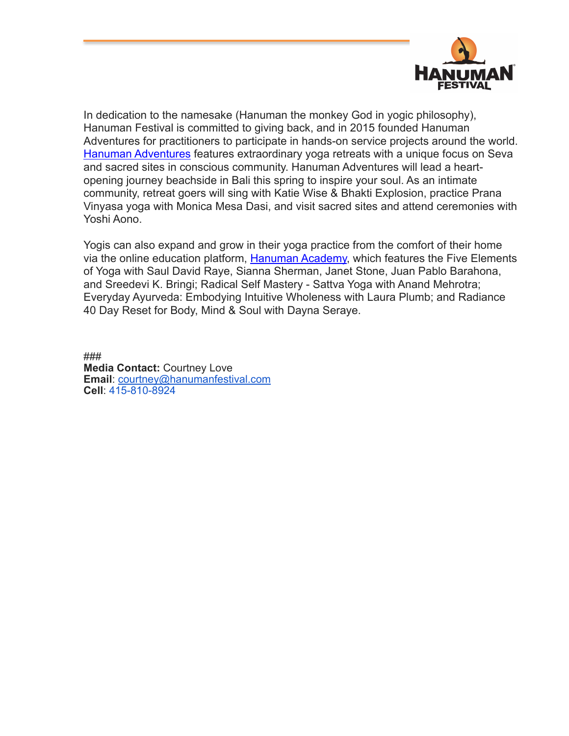In dedication to the namesake (Hanuman the monkey God in yogic philosophy), Hanuman Festival is committed to giving back, and in 2015 founded Hanuman Adventures for practitioners to participate in hands-on service projects around the world. Hanuman Adventures features extraordinary yoga retreats with a unique focus on Seva and sacred sites in conscious community. Hanuman Adventures will lead a heart-opening journey beachside in Bali this spring to inspire your soul. As an intimate community, retreat goers will sing with Katie Wise & Bhakti Explosion, practice Prana Vinyasa yoga with Monica Mesa Dasi, and visit sacred sites and attend ceremonies with Yoshi Aono.

Yogis can also expand and grow in their yoga practice from the comfort of their home via the online education platform, Hanuman Academy, which features the Five Elements of Yoga with Saul David Raye, Sianna Sherman, Janet Stone, Juan Pablo Barahona, and Sreedevi K. Bringi; Radical Self Mastery - Sattva Yoga with Anand Mehrotra; Everyday Ayurveda: Embodying Intuitive Wholeness with Laura Plumb; and Radiance 40 Day Reset for Body, Mind & Soul with Dayna Seraye.

###

**Media Contact:** Courtney Love
**Email**: courtney@hanumanfestival.com
**Cell**: 415-810-8924